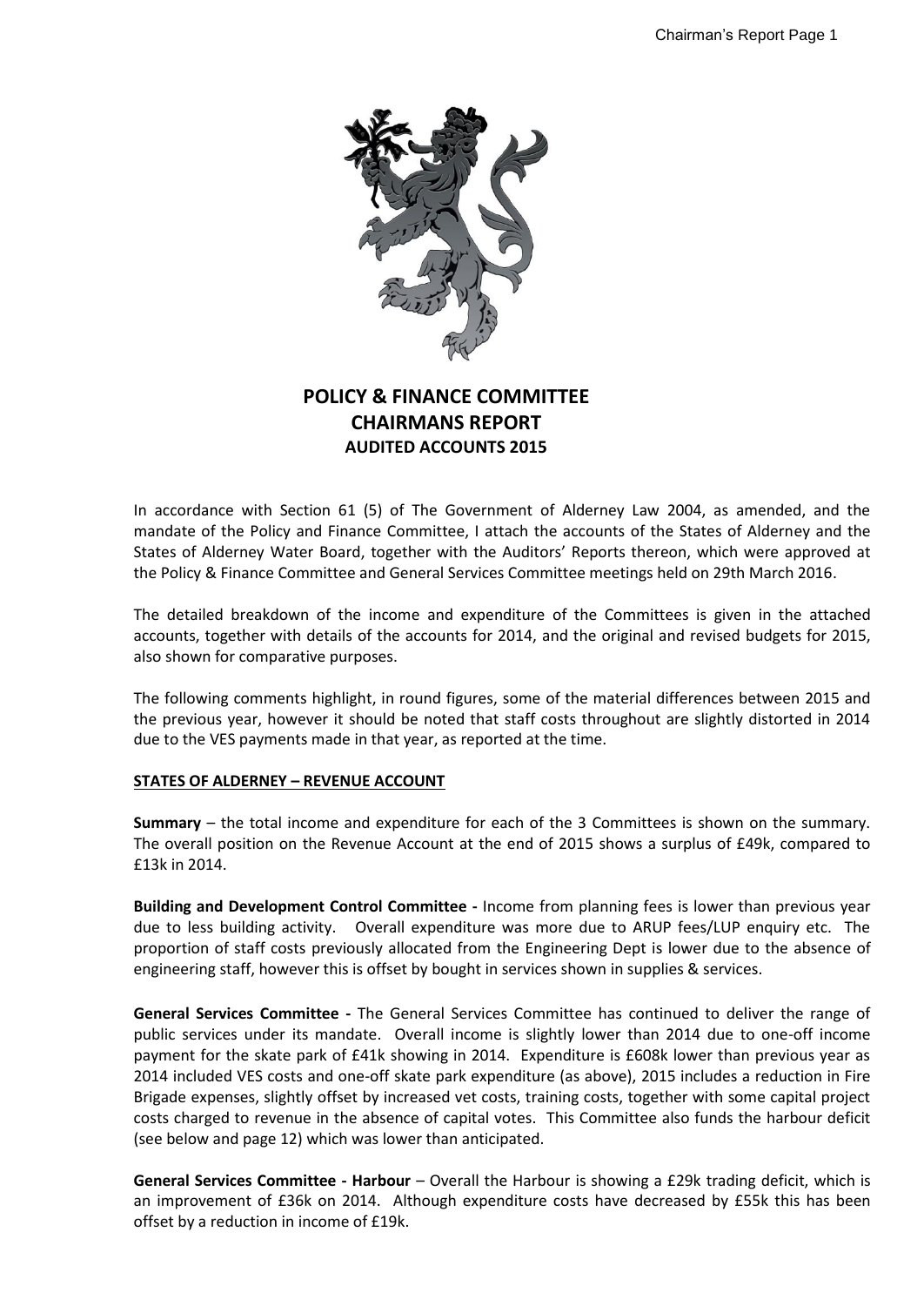# POLICY & FINANCE COMMITTEE
# CHAIRMANS REPORT
## AUDITED ACCOUNTS 2015

In accordance with Section 61 (5) of The Government of Alderney Law 2004, as amended, and the mandate of the Policy and Finance Committee, I attach the accounts of the States of Alderney and the States of Alderney Water Board, together with the Auditors' Reports thereon, which were approved at the Policy & Finance Committee and General Services Committee meetings held on 29th March 2016.

The detailed breakdown of the income and expenditure of the Committees is given in the attached accounts, together with details of the accounts for 2014, and the original and revised budgets for 2015, also shown for comparative purposes.

The following comments highlight, in round figures, some of the material differences between 2015 and the previous year, however it should be noted that staff costs throughout are slightly distorted in 2014 due to the VES payments made in that year, as reported at the time.

**STATES OF ALDERNEY – REVENUE ACCOUNT**

**Summary** – the total income and expenditure for each of the 3 Committees is shown on the summary. The overall position on the Revenue Account at the end of 2015 shows a surplus of £49k, compared to £13k in 2014.

**Building and Development Control Committee -** Income from planning fees is lower than previous year due to less building activity. Overall expenditure was more due to ARUP fees/LUP enquiry etc. The proportion of staff costs previously allocated from the Engineering Dept is lower due to the absence of engineering staff, however this is offset by bought in services shown in supplies & services.

**General Services Committee -** The General Services Committee has continued to deliver the range of public services under its mandate. Overall income is slightly lower than 2014 due to one-off income payment for the skate park of £41k showing in 2014. Expenditure is £608k lower than previous year as 2014 included VES costs and one-off skate park expenditure (as above), 2015 includes a reduction in Fire Brigade expenses, slightly offset by increased vet costs, training costs, together with some capital project costs charged to revenue in the absence of capital votes. This Committee also funds the harbour deficit (see below and page 12) which was lower than anticipated.

**General Services Committee - Harbour** – Overall the Harbour is showing a £29k trading deficit, which is an improvement of £36k on 2014. Although expenditure costs have decreased by £55k this has been offset by a reduction in income of £19k.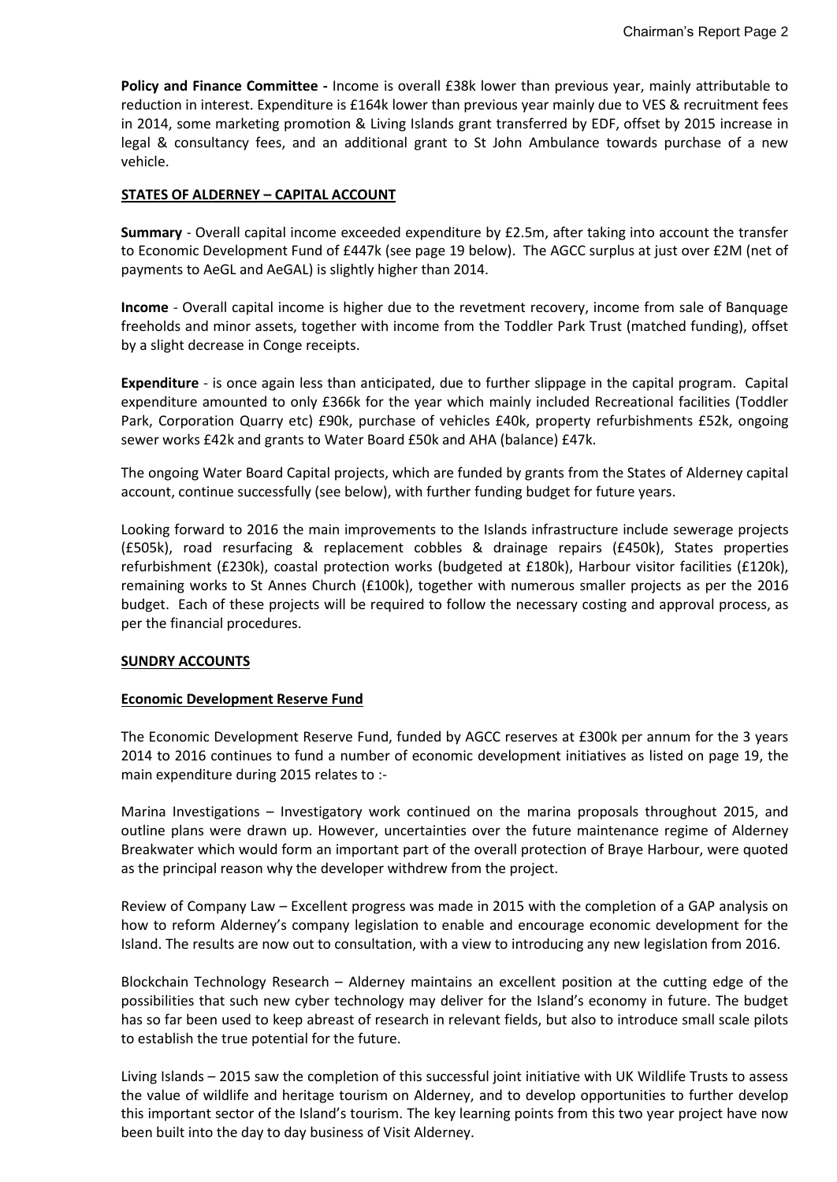**Policy and Finance Committee -** Income is overall £38k lower than previous year, mainly attributable to reduction in interest. Expenditure is £164k lower than previous year mainly due to VES & recruitment fees in 2014, some marketing promotion & Living Islands grant transferred by EDF, offset by 2015 increase in legal & consultancy fees, and an additional grant to St John Ambulance towards purchase of a new vehicle.

## STATES OF ALDERNEY – CAPITAL ACCOUNT

**Summary** - Overall capital income exceeded expenditure by £2.5m, after taking into account the transfer to Economic Development Fund of £447k (see page 19 below). The AGCC surplus at just over £2M (net of payments to AeGL and AeGAL) is slightly higher than 2014.

**Income** - Overall capital income is higher due to the revetment recovery, income from sale of Banquage freeholds and minor assets, together with income from the Toddler Park Trust (matched funding), offset by a slight decrease in Conge receipts.

**Expenditure** - is once again less than anticipated, due to further slippage in the capital program. Capital expenditure amounted to only £366k for the year which mainly included Recreational facilities (Toddler Park, Corporation Quarry etc) £90k, purchase of vehicles £40k, property refurbishments £52k, ongoing sewer works £42k and grants to Water Board £50k and AHA (balance) £47k.

The ongoing Water Board Capital projects, which are funded by grants from the States of Alderney capital account, continue successfully (see below), with further funding budget for future years.

Looking forward to 2016 the main improvements to the Islands infrastructure include sewerage projects (£505k), road resurfacing & replacement cobbles & drainage repairs (£450k), States properties refurbishment (£230k), coastal protection works (budgeted at £180k), Harbour visitor facilities (£120k), remaining works to St Annes Church (£100k), together with numerous smaller projects as per the 2016 budget. Each of these projects will be required to follow the necessary costing and approval process, as per the financial procedures.

## SUNDRY ACCOUNTS

### Economic Development Reserve Fund

The Economic Development Reserve Fund, funded by AGCC reserves at £300k per annum for the 3 years 2014 to 2016 continues to fund a number of economic development initiatives as listed on page 19, the main expenditure during 2015 relates to :-

Marina Investigations – Investigatory work continued on the marina proposals throughout 2015, and outline plans were drawn up. However, uncertainties over the future maintenance regime of Alderney Breakwater which would form an important part of the overall protection of Braye Harbour, were quoted as the principal reason why the developer withdrew from the project.

Review of Company Law – Excellent progress was made in 2015 with the completion of a GAP analysis on how to reform Alderney's company legislation to enable and encourage economic development for the Island. The results are now out to consultation, with a view to introducing any new legislation from 2016.

Blockchain Technology Research – Alderney maintains an excellent position at the cutting edge of the possibilities that such new cyber technology may deliver for the Island's economy in future. The budget has so far been used to keep abreast of research in relevant fields, but also to introduce small scale pilots to establish the true potential for the future.

Living Islands – 2015 saw the completion of this successful joint initiative with UK Wildlife Trusts to assess the value of wildlife and heritage tourism on Alderney, and to develop opportunities to further develop this important sector of the Island's tourism. The key learning points from this two year project have now been built into the day to day business of Visit Alderney.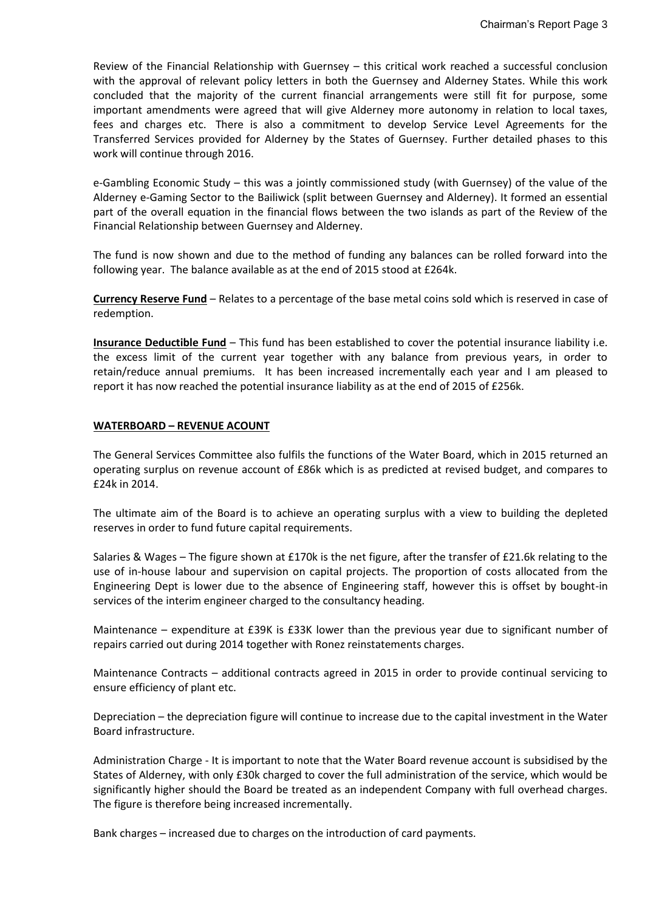Review of the Financial Relationship with Guernsey – this critical work reached a successful conclusion with the approval of relevant policy letters in both the Guernsey and Alderney States. While this work concluded that the majority of the current financial arrangements were still fit for purpose, some important amendments were agreed that will give Alderney more autonomy in relation to local taxes, fees and charges etc. There is also a commitment to develop Service Level Agreements for the Transferred Services provided for Alderney by the States of Guernsey. Further detailed phases to this work will continue through 2016.

e-Gambling Economic Study – this was a jointly commissioned study (with Guernsey) of the value of the Alderney e-Gaming Sector to the Bailiwick (split between Guernsey and Alderney). It formed an essential part of the overall equation in the financial flows between the two islands as part of the Review of the Financial Relationship between Guernsey and Alderney.

The fund is now shown and due to the method of funding any balances can be rolled forward into the following year. The balance available as at the end of 2015 stood at £264k.

**Currency Reserve Fund** – Relates to a percentage of the base metal coins sold which is reserved in case of redemption.

**Insurance Deductible Fund** – This fund has been established to cover the potential insurance liability i.e. the excess limit of the current year together with any balance from previous years, in order to retain/reduce annual premiums. It has been increased incrementally each year and I am pleased to report it has now reached the potential insurance liability as at the end of 2015 of £256k.

## WATERBOARD – REVENUE ACOUNT

The General Services Committee also fulfils the functions of the Water Board, which in 2015 returned an operating surplus on revenue account of £86k which is as predicted at revised budget, and compares to £24k in 2014.

The ultimate aim of the Board is to achieve an operating surplus with a view to building the depleted reserves in order to fund future capital requirements.

Salaries & Wages – The figure shown at £170k is the net figure, after the transfer of £21.6k relating to the use of in-house labour and supervision on capital projects. The proportion of costs allocated from the Engineering Dept is lower due to the absence of Engineering staff, however this is offset by bought-in services of the interim engineer charged to the consultancy heading.

Maintenance – expenditure at £39K is £33K lower than the previous year due to significant number of repairs carried out during 2014 together with Ronez reinstatements charges.

Maintenance Contracts – additional contracts agreed in 2015 in order to provide continual servicing to ensure efficiency of plant etc.

Depreciation – the depreciation figure will continue to increase due to the capital investment in the Water Board infrastructure.

Administration Charge - It is important to note that the Water Board revenue account is subsidised by the States of Alderney, with only £30k charged to cover the full administration of the service, which would be significantly higher should the Board be treated as an independent Company with full overhead charges. The figure is therefore being increased incrementally.

Bank charges – increased due to charges on the introduction of card payments.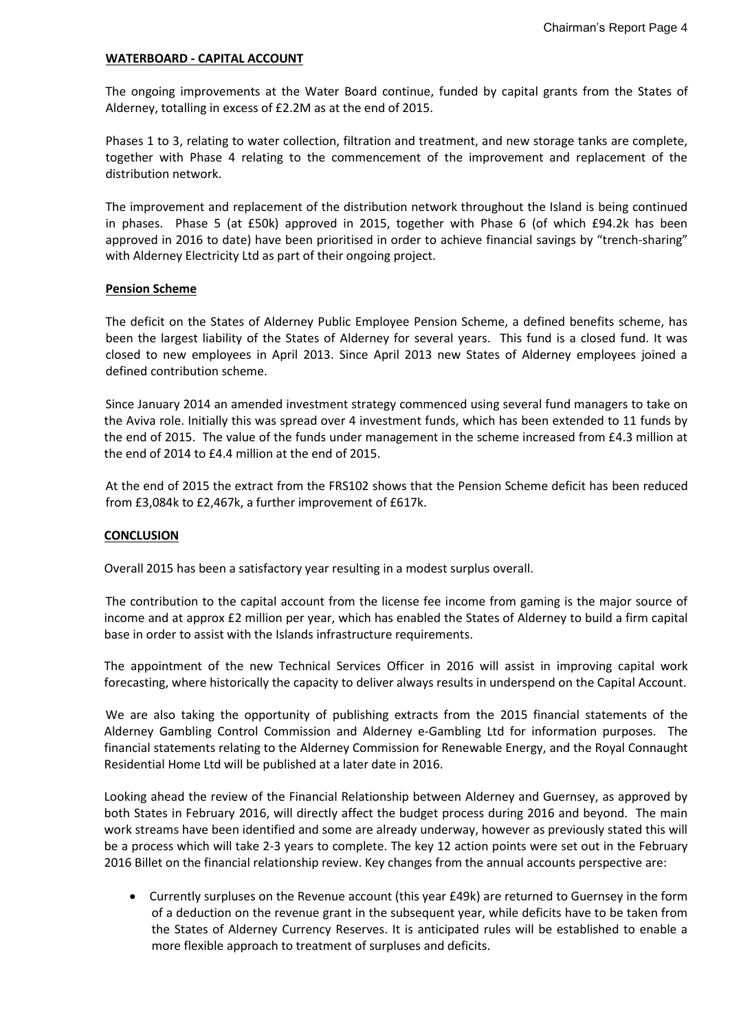**WATERBOARD - CAPITAL ACCOUNT**

The ongoing improvements at the Water Board continue, funded by capital grants from the States of Alderney, totalling in excess of £2.2M as at the end of 2015.

Phases 1 to 3, relating to water collection, filtration and treatment, and new storage tanks are complete, together with Phase 4 relating to the commencement of the improvement and replacement of the distribution network.

The improvement and replacement of the distribution network throughout the Island is being continued in phases. Phase 5 (at £50k) approved in 2015, together with Phase 6 (of which £94.2k has been approved in 2016 to date) have been prioritised in order to achieve financial savings by "trench-sharing" with Alderney Electricity Ltd as part of their ongoing project.

**Pension Scheme**

The deficit on the States of Alderney Public Employee Pension Scheme, a defined benefits scheme, has been the largest liability of the States of Alderney for several years. This fund is a closed fund. It was closed to new employees in April 2013. Since April 2013 new States of Alderney employees joined a defined contribution scheme.

Since January 2014 an amended investment strategy commenced using several fund managers to take on the Aviva role. Initially this was spread over 4 investment funds, which has been extended to 11 funds by the end of 2015. The value of the funds under management in the scheme increased from £4.3 million at the end of 2014 to £4.4 million at the end of 2015.

At the end of 2015 the extract from the FRS102 shows that the Pension Scheme deficit has been reduced from £3,084k to £2,467k, a further improvement of £617k.

**CONCLUSION**

Overall 2015 has been a satisfactory year resulting in a modest surplus overall.

The contribution to the capital account from the license fee income from gaming is the major source of income and at approx £2 million per year, which has enabled the States of Alderney to build a firm capital base in order to assist with the Islands infrastructure requirements.

The appointment of the new Technical Services Officer in 2016 will assist in improving capital work forecasting, where historically the capacity to deliver always results in underspend on the Capital Account.

We are also taking the opportunity of publishing extracts from the 2015 financial statements of the Alderney Gambling Control Commission and Alderney e-Gambling Ltd for information purposes. The financial statements relating to the Alderney Commission for Renewable Energy, and the Royal Connaught Residential Home Ltd will be published at a later date in 2016.

Looking ahead the review of the Financial Relationship between Alderney and Guernsey, as approved by both States in February 2016, will directly affect the budget process during 2016 and beyond. The main work streams have been identified and some are already underway, however as previously stated this will be a process which will take 2-3 years to complete. The key 12 action points were set out in the February 2016 Billet on the financial relationship review. Key changes from the annual accounts perspective are:

- Currently surpluses on the Revenue account (this year £49k) are returned to Guernsey in the form of a deduction on the revenue grant in the subsequent year, while deficits have to be taken from the States of Alderney Currency Reserves. It is anticipated rules will be established to enable a more flexible approach to treatment of surpluses and deficits.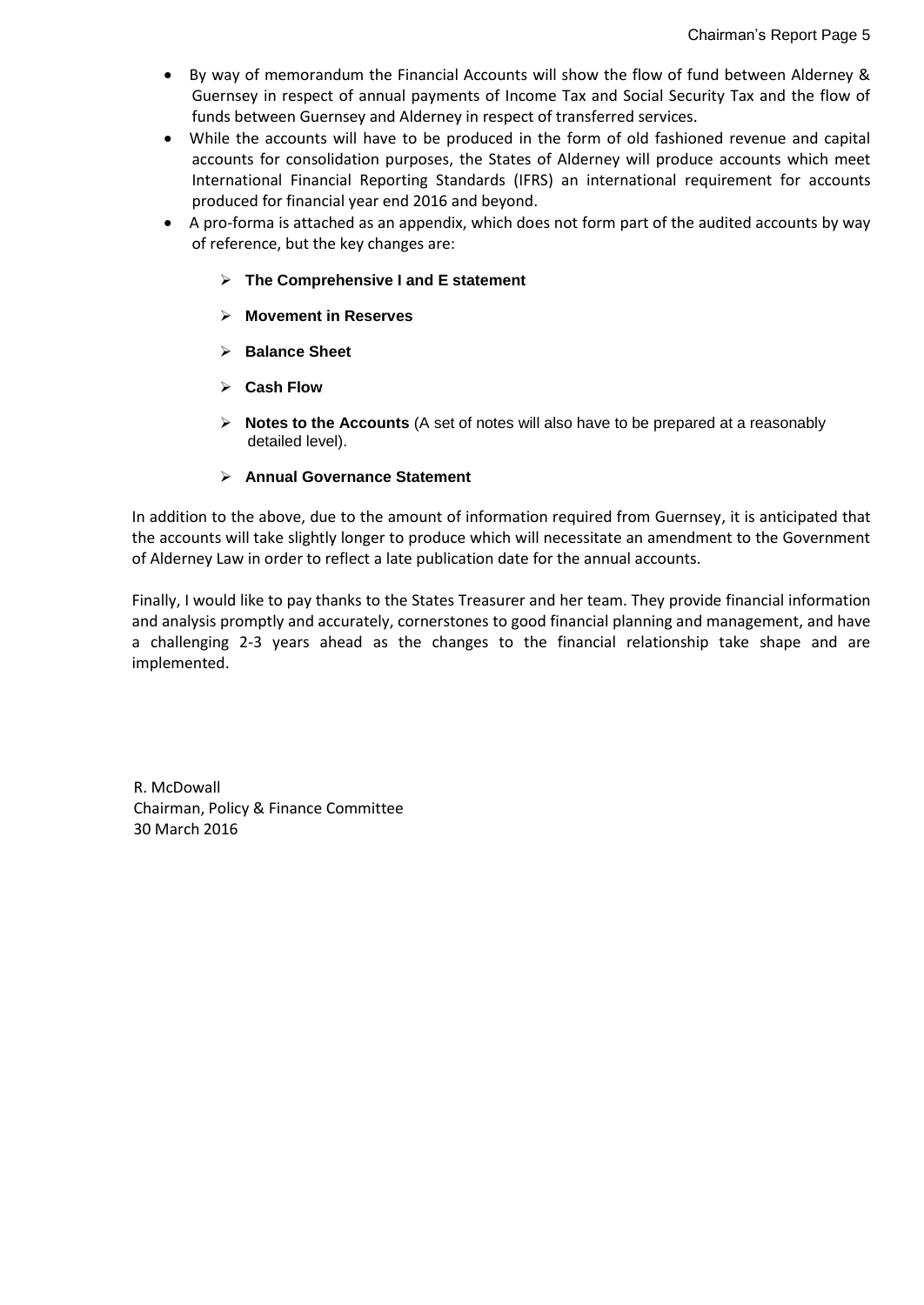- By way of memorandum the Financial Accounts will show the flow of fund between Alderney & Guernsey in respect of annual payments of Income Tax and Social Security Tax and the flow of funds between Guernsey and Alderney in respect of transferred services.
- While the accounts will have to be produced in the form of old fashioned revenue and capital accounts for consolidation purposes, the States of Alderney will produce accounts which meet International Financial Reporting Standards (IFRS) an international requirement for accounts produced for financial year end 2016 and beyond.
- A pro-forma is attached as an appendix, which does not form part of the audited accounts by way of reference, but the key changes are:
  - **The Comprehensive I and E statement**
  - **Movement in Reserves**
  - **Balance Sheet**
  - **Cash Flow**
  - **Notes to the Accounts** (A set of notes will also have to be prepared at a reasonably detailed level).
  - **Annual Governance Statement**

In addition to the above, due to the amount of information required from Guernsey, it is anticipated that the accounts will take slightly longer to produce which will necessitate an amendment to the Government of Alderney Law in order to reflect a late publication date for the annual accounts.

Finally, I would like to pay thanks to the States Treasurer and her team. They provide financial information and analysis promptly and accurately, cornerstones to good financial planning and management, and have a challenging 2-3 years ahead as the changes to the financial relationship take shape and are implemented.

R. McDowall
Chairman, Policy & Finance Committee
30 March 2016